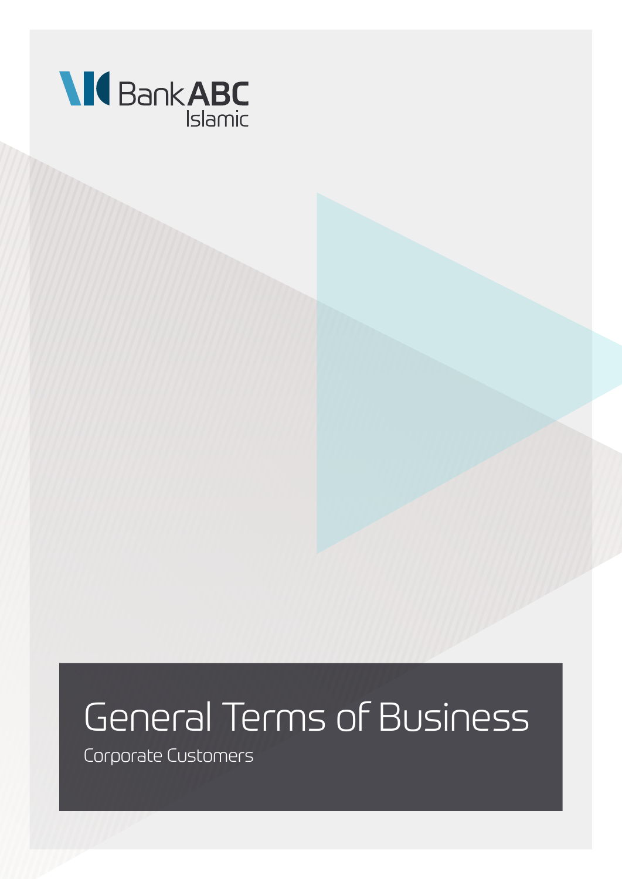Bank ABC Islamic

# General Terms of Business

Corporate Customers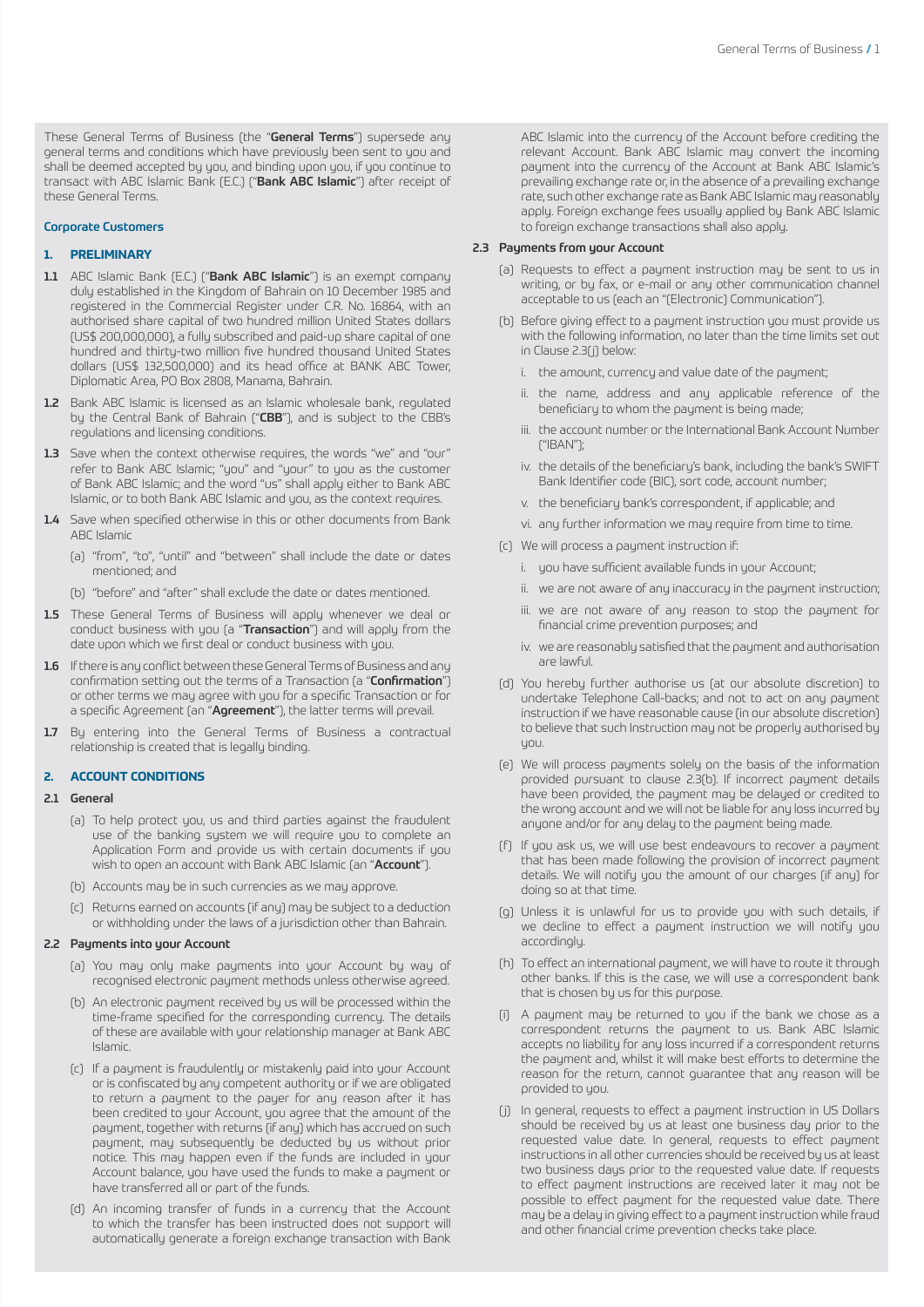These General Terms of Business (the "**General Terms**") supersede any general terms and conditions which have previously been sent to you and shall be deemed accepted by you, and binding upon you, if you continue to transact with ABC Islamic Bank (E.C.) ("**Bank ABC Islamic**") after receipt of these General Terms.

**Corporate Customers**

## 1. PRELIMINARY

**1.1** ABC Islamic Bank (E.C.) ("**Bank ABC Islamic**") is an exempt company duly established in the Kingdom of Bahrain on 10 December 1985 and registered in the Commercial Register under C.R. No. 16864, with an authorised share capital of two hundred million United States dollars (US$ 200,000,000), a fully subscribed and paid-up share capital of one hundred and thirty-two million five hundred thousand United States dollars (US$ 132,500,000) and its head office at BANK ABC Tower, Diplomatic Area, PO Box 2808, Manama, Bahrain.

**1.2** Bank ABC Islamic is licensed as an Islamic wholesale bank, regulated by the Central Bank of Bahrain ("**CBB**"), and is subject to the CBB's regulations and licensing conditions.

**1.3** Save when the context otherwise requires, the words "we" and "our" refer to Bank ABC Islamic; "you" and "your" refer to you as the customer of Bank ABC Islamic; and the word "us" shall apply either to Bank ABC Islamic, or to both Bank ABC Islamic and you, as the context requires.

**1.4** Save when specified otherwise in this or other documents from Bank ABC Islamic

(a) "from", "to", "until" and "between" shall include the date or dates mentioned; and

(b) "before" and "after" shall exclude the date or dates mentioned.

**1.5** These General Terms of Business will apply whenever we deal or conduct business with you (a "**Transaction**") and will apply from the date upon which we first deal or conduct business with you.

**1.6** If there is any conflict between these General Terms of Business and any confirmation setting out the terms of a Transaction (a "**Confirmation**") or other terms we may agree with you for a specific Transaction or for a specific Agreement (an "**Agreement**"), the latter terms will prevail.

**1.7** By entering into the General Terms of Business a contractual relationship is created that is legally binding.

## 2. ACCOUNT CONDITIONS

### 2.1 General

(a) To help protect you, us and third parties against the fraudulent use of the banking system we will require you to complete an Application Form and provide us with certain documents if you wish to open an account with Bank ABC Islamic (an "**Account**").

(b) Accounts may be in such currencies as we may approve.

(c) Returns earned on accounts (if any) may be subject to a deduction or withholding under the laws of a jurisdiction other than Bahrain.

### 2.2 Payments into your Account

(a) You may only make payments into your Account by way of recognised electronic payment methods unless otherwise agreed.

(b) An electronic payment received by us will be processed within the time-frame specified for the corresponding currency. The details of these are available with your relationship manager at Bank ABC Islamic.

(c) If a payment is fraudulently or mistakenly paid into your Account or is confiscated by any competent authority or if we are obligated to return a payment to the payer for any reason after it has been credited to your Account, you agree that the amount of the payment, together with returns (if any) which has accrued on such payment, may subsequently be deducted by us without prior notice. This may happen even if the funds are included in your Account balance, you have used the funds to make a payment or have transferred all or part of the funds.

(d) An incoming transfer of funds in a currency that the Account to which the transfer has been instructed does not support will automatically generate a foreign exchange transaction with Bank ABC Islamic into the currency of the Account before crediting the relevant Account. Bank ABC Islamic may convert the incoming payment into the currency of the Account at Bank ABC Islamic's prevailing exchange rate or, in the absence of a prevailing exchange rate, such other exchange rate as Bank ABC Islamic may reasonably apply. Foreign exchange fees usually applied by Bank ABC Islamic to foreign exchange transactions shall also apply.

### 2.3 Payments from your Account

(a) Requests to effect a payment instruction may be sent to us in writing, or by fax, or e-mail or any other communication channel acceptable to us (each an "(Electronic) Communication").

(b) Before giving effect to a payment instruction you must provide us with the following information, no later than the time limits set out in Clause 2.3(j) below:

i. the amount, currency and value date of the payment;

ii. the name, address and any applicable reference of the beneficiary to whom the payment is being made;

iii. the account number or the International Bank Account Number ("IBAN");

iv. the details of the beneficiary's bank, including the bank's SWIFT Bank Identifier code (BIC), sort code, account number;

v. the beneficiary bank's correspondent, if applicable; and

vi. any further information we may require from time to time.

(c) We will process a payment instruction if:

i. you have sufficient available funds in your Account;

ii. we are not aware of any inaccuracy in the payment instruction;

iii. we are not aware of any reason to stop the payment for financial crime prevention purposes; and

iv. we are reasonably satisfied that the payment and authorisation are lawful.

(d) You hereby further authorise us (at our absolute discretion) to undertake Telephone Call-backs; and not to act on any payment instruction if we have reasonable cause (in our absolute discretion) to believe that such Instruction may not be properly authorised by you.

(e) We will process payments solely on the basis of the information provided pursuant to clause 2.3(b). If incorrect payment details have been provided, the payment may be delayed or credited to the wrong account and we will not be liable for any loss incurred by anyone and/or for any delay to the payment being made.

(f) If you ask us, we will use best endeavours to recover a payment that has been made following the provision of incorrect payment details. We will notify you the amount of our charges (if any) for doing so at that time.

(g) Unless it is unlawful for us to provide you with such details, if we decline to effect a payment instruction we will notify you accordingly.

(h) To effect an international payment, we will have to route it through other banks. If this is the case, we will use a correspondent bank that is chosen by us for this purpose.

(i) A payment may be returned to you if the bank we chose as a correspondent bank returns the payment to us. Bank ABC Islamic accepts no liability for any loss incurred if a correspondent returns the payment and, whilst it will make best efforts to determine the reason for the return, cannot guarantee that any reason will be provided to you.

(j) In general, requests to effect a payment instruction in US Dollars should be received by us at least one business day prior to the requested value date. In general, requests to effect payment instructions in all other currencies should be received by us at least two business days prior to the requested value date. If requests to effect payment instructions are received later it may not be possible to effect payment for the requested value date. There may be a delay in giving effect to a payment instruction while fraud and other financial crime prevention checks take place.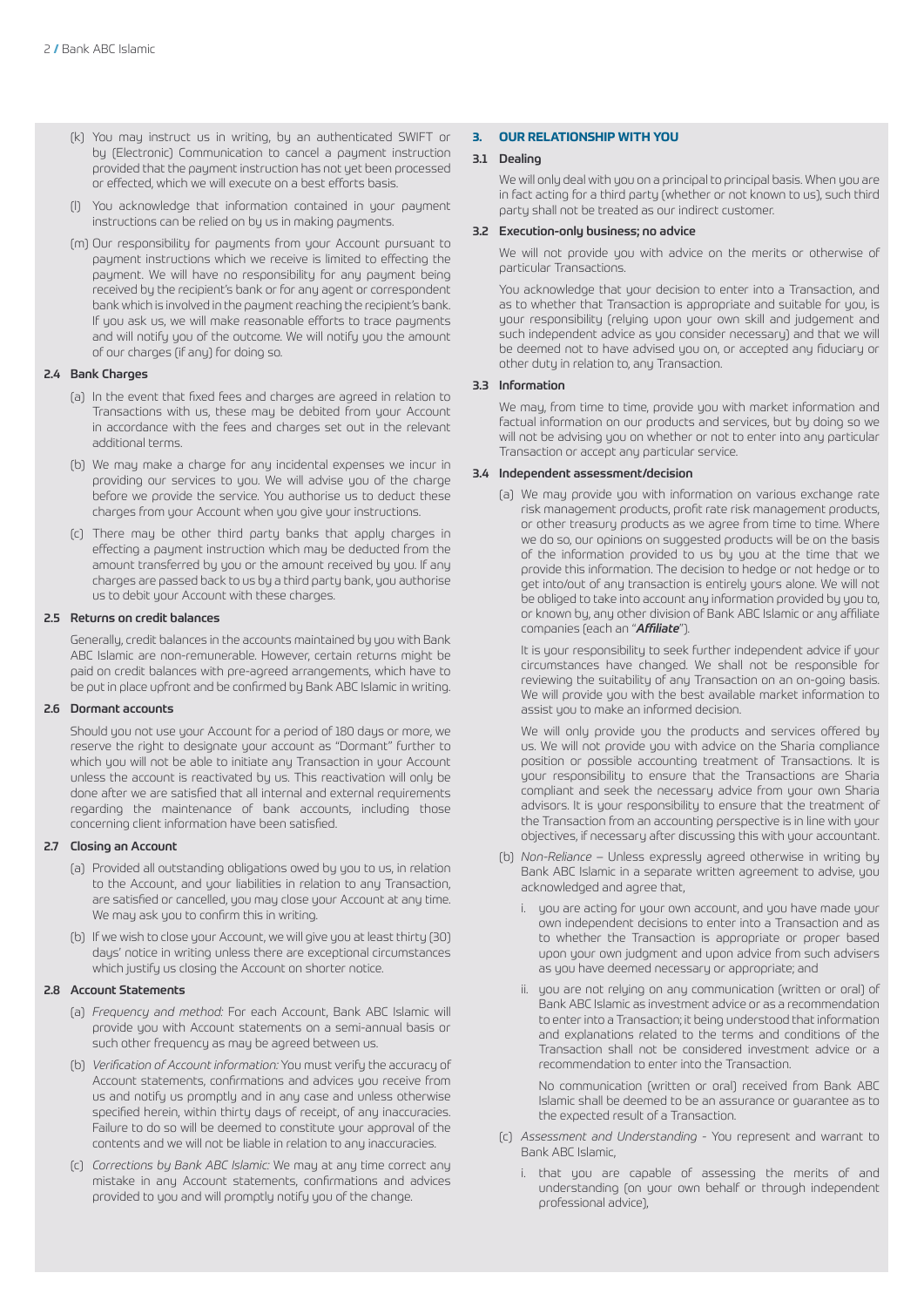(k) You may instruct us in writing, by an authenticated SWIFT or by (Electronic) Communication to cancel a payment instruction provided that the payment instruction has not yet been processed or effected, which we will execute on a best efforts basis.

(l) You acknowledge that information contained in your payment instructions can be relied on by us in making payments.

(m) Our responsibility for payments from your Account pursuant to payment instructions which we receive is limited to effecting the payment. We will have no responsibility for any payment being received by the recipient's bank or for any agent or correspondent bank which is involved in the payment reaching the recipient's bank. If you ask us, we will make reasonable efforts to trace payments and will notify you of the outcome. We will notify you the amount of our charges (if any) for doing so.

### 2.4 Bank Charges

(a) In the event that fixed fees and charges are agreed in relation to Transactions with us, these may be debited from your Account in accordance with the fees and charges set out in the relevant additional terms.

(b) We may make a charge for any incidental expenses we incur in providing our services to you. We will advise you of the charge before we provide the service. You authorise us to deduct these charges from your Account when you give your instructions.

(c) There may be other third party banks that apply charges in effecting a payment instruction which may be deducted from the amount transferred by you or the amount received by you. If any charges are passed back to us by a third party bank, you authorise us to debit your Account with these charges.

### 2.5 Returns on credit balances

Generally, credit balances in the accounts maintained by you with Bank ABC Islamic are non-remunerable. However, certain returns might be paid on credit balances with pre-agreed arrangements, which have to be put in place upfront and be confirmed by Bank ABC Islamic in writing.

### 2.6 Dormant accounts

Should you not use your Account for a period of 180 days or more, we reserve the right to designate your account as "Dormant" further to which you will not be able to initiate any Transaction in your Account unless the account is reactivated by us. This reactivation will only be done after we are satisfied that all internal and external requirements regarding the maintenance of bank accounts, including those concerning client information have been satisfied.

### 2.7 Closing an Account

(a) Provided all outstanding obligations owed by you to us, in relation to the Account, and your liabilities in relation to any Transaction, are satisfied or cancelled, you may close your Account at any time. We may ask you to confirm this in writing.

(b) If we wish to close your Account, we will give you at least thirty (30) days' notice in writing unless there are exceptional circumstances which justify us closing the Account on shorter notice.

### 2.8 Account Statements

(a) *Frequency and method:* For each Account, Bank ABC Islamic will provide you with Account statements on a semi-annual basis or such other frequency as may be agreed between us.

(b) *Verification of Account information:* You must verify the accuracy of Account statements, confirmations and advices you receive from us and notify us promptly and in any case and unless otherwise specified herein, within thirty days of receipt, of any inaccuracies. Failure to do so will be deemed to constitute your approval of the contents and we will not be liable in relation to any inaccuracies.

(c) *Corrections by Bank ABC Islamic:* We may at any time correct any mistake in any Account statements, confirmations and advices provided to you and will promptly notify you of the change.

## 3. OUR RELATIONSHIP WITH YOU

### 3.1 Dealing

We will only deal with you on a principal to principal basis. When you are in fact acting for a third party (whether or not known to us), such third party shall not be treated as our indirect customer.

### 3.2 Execution-only business; no advice

We will not provide you with advice on the merits or otherwise of particular Transactions.

You acknowledge that your decision to enter into a Transaction, and as to whether that Transaction is appropriate and suitable for you, is your responsibility (relying upon your own skill and judgement and such independent advice as you consider necessary) and that we will be deemed not to have advised you on, or accepted any fiduciary or other duty in relation to, any Transaction.

### 3.3 Information

We may, from time to time, provide you with market information and factual information on our products and services, but by doing so we will not be advising you on whether or not to enter into any particular Transaction or accept any particular service.

### 3.4 Independent assessment/decision

(a) We may provide you with information on various exchange rate risk management products, profit rate risk management products, or other treasury products as we agree from time to time. Where we do so, our opinions on suggested products will be on the basis of the information provided to us by you at the time that we provide this information. The decision to hedge or not hedge or to get into/out of any transaction is entirely yours alone. We will not be obliged to take into account any information provided by you to, or known by, any other division of Bank ABC Islamic or any affiliate companies (each an "***Affiliate***").

It is your responsibility to seek further independent advice if your circumstances have changed. We shall not be responsible for reviewing the suitability of any Transaction on an on-going basis. We will provide you with the best available market information to assist you to make an informed decision.

We will only provide you the products and services offered by us. We will not provide you with advice on the Sharia compliance position or possible accounting treatment of Transactions. It is your responsibility to ensure that the Transactions are Sharia compliant and seek the necessary advice from your own Sharia advisors. It is your responsibility to ensure that the treatment of the Transaction from an accounting perspective is in line with your objectives, if necessary after discussing this with your accountant.

(b) *Non-Reliance* – Unless expressly agreed otherwise in writing by Bank ABC Islamic in a separate written agreement to advise, you acknowledged and agree that,

i. you are acting for your own account, and you have made your own independent decisions to enter into a Transaction and as to whether the Transaction is appropriate or proper based upon your own judgment and upon advice from such advisers as you have deemed necessary or appropriate; and

ii. you are not relying on any communication (written or oral) of Bank ABC Islamic as investment advice or as a recommendation to enter into a Transaction; it being understood that information and explanations related to the terms and conditions of the Transaction shall not be considered investment advice or a recommendation to enter into the Transaction.

No communication (written or oral) received from Bank ABC Islamic shall be deemed to be an assurance or guarantee as to the expected result of a Transaction.

(c) *Assessment and Understanding* - You represent and warrant to Bank ABC Islamic,

i. that you are capable of assessing the merits of and understanding (on your own behalf or through independent professional advice),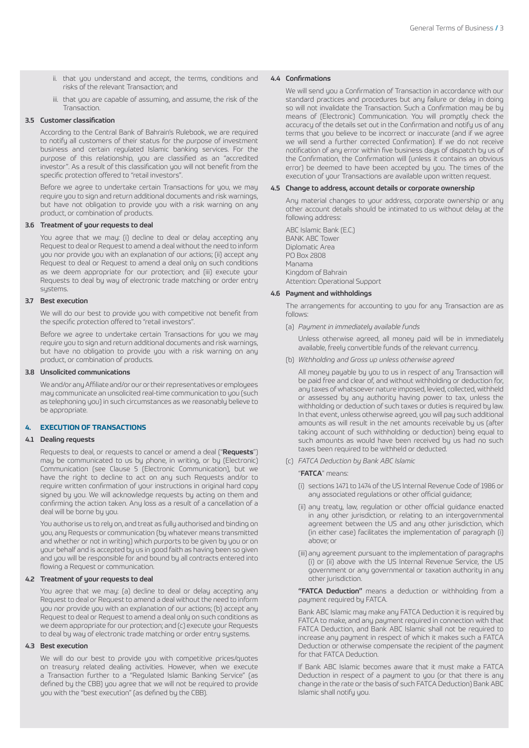ii. that you understand and accept, the terms, conditions and risks of the relevant Transaction; and

iii. that you are capable of assuming, and assume, the risk of the Transaction.

### 3.5 Customer classification

According to the Central Bank of Bahrain's Rulebook, we are required to notify all customers of their status for the purpose of investment business and certain regulated Islamic banking services. For the purpose of this relationship, you are classified as an "accredited investor". As a result of this classification you will not benefit from the specific protection offered to "retail investors".

Before we agree to undertake certain Transactions for you, we may require you to sign and return additional documents and risk warnings, but have not obligation to provide you with a risk warning on any product, or combination of products.

### 3.6 Treatment of your requests to deal

You agree that we may: (i) decline to deal or delay accepting any Request to deal or Request to amend a deal without the need to inform you nor provide you with an explanation of our actions; (ii) accept any Request to deal or Request to amend a deal only on such conditions as we deem appropriate for our protection; and (iii) execute your Requests to deal by way of electronic trade matching or order entry systems.

### 3.7 Best execution

We will do our best to provide you with competitive not benefit from the specific protection offered to "retail investors".

Before we agree to undertake certain Transactions for you we may require you to sign and return additional documents and risk warnings, but have no obligation to provide you with a risk warning on any product, or combination of products.

### 3.8 Unsolicited communications

We and/or any Affiliate and/or our or their representatives or employees may communicate an unsolicited real-time communication to you (such as telephoning you) in such circumstances as we reasonably believe to be appropriate.

## 4. EXECUTION OF TRANSACTIONS

### 4.1 Dealing requests

Requests to deal, or requests to cancel or amend a deal ("**Requests**") may be communicated to us by phone, in writing, or by (Electronic) Communication (see Clause 5 (Electronic Communication), but we have the right to decline to act on any such Requests and/or to require written confirmation of your instructions in original hard copy signed by you. We will acknowledge requests by acting on them and confirming the action taken. Any loss as a result of a cancellation of a deal will be borne by you.

You authorise us to rely on, and treat as fully authorised and binding on you, any Requests or communication (by whatever means transmitted and whether or not in writing) which purports to be given by you or on your behalf and is accepted by us in good faith as having been so given and you will be responsible for and bound by all contracts entered into flowing a Request or communication.

### 4.2 Treatment of your requests to deal

You agree that we may: (a) decline to deal or delay accepting any Request to deal or Request to amend a deal without the need to inform you nor provide you with an explanation of our actions; (b) accept any Request to deal or Request to amend a deal only on such conditions as we deem appropriate for our protection; and (c) execute your Requests to deal by way of electronic trade matching or order entry systems.

### 4.3 Best execution

We will do our best to provide you with competitive prices/quotes on treasury related dealing activities. However, when we execute a Transaction further to a "Regulated Islamic Banking Service" (as defined by the CBB) you agree that we will not be required to provide you with the "best execution" (as defined by the CBB).

### 4.4 Confirmations

We will send you a Confirmation of Transaction in accordance with our standard practices and procedures but any failure or delay in doing so will not invalidate the Transaction. Such a Confirmation may be by means of (Electronic) Communication. You will promptly check the accuracy of the details set out in the Confirmation and notify us of any terms that you believe to be incorrect or inaccurate (and if we agree we will send a further corrected Confirmation). If we do not receive notification of any error within five business days of dispatch by us of the Confirmation, the Confirmation will (unless it contains an obvious error) be deemed to have been accepted by you. The times of the execution of your Transactions are available upon written request.

### 4.5 Change to address, account details or corporate ownership

Any material changes to your address, corporate ownership or any other account details should be intimated to us without delay at the following address:

ABC Islamic Bank (E.C.)
BANK ABC Tower
Diplomatic Area
PO Box 2808
Manama
Kingdom of Bahrain
Attention: Operational Support

### 4.6 Payment and withholdings

The arrangements for accounting to you for any Transaction are as follows:

(a) *Payment in immediately available funds*

Unless otherwise agreed, all money paid will be in immediately available, freely convertible funds of the relevant currency.

(b) *Withholding and Gross up unless otherwise agreed*

All money payable by you to us in respect of any Transaction will be paid free and clear of, and without withholding or deduction for, any taxes of whatsoever nature imposed, levied, collected, withheld or assessed by any authority having power to tax, unless the withholding or deduction of such taxes or duties is required by law. In that event, unless otherwise agreed, you will pay such additional amounts as will result in the net amounts receivable by us (after taking account of such withholding or deduction) being equal to such amounts as would have been received by us had no such taxes been required to be withheld or deducted.

(c) *FATCA Deduction by Bank ABC Islamic*

"**FATCA**" means:

(i) sections 1471 to 1474 of the US Internal Revenue Code of 1986 or any associated regulations or other official guidance;

(ii) any treaty, law, regulation or other official guidance enacted in any other jurisdiction, or relating to an intergovernmental agreement between the US and any other jurisdiction, which (in either case) facilitates the implementation of paragraph (i) above; or

(iii) any agreement pursuant to the implementation of paragraphs (i) or (ii) above with the US Internal Revenue Service, the US government or any governmental or taxation authority in any other jurisdiction.

**"FATCA Deduction"** means a deduction or withholding from a payment required by FATCA.

Bank ABC Islamic may make any FATCA Deduction it is required by FATCA to make, and any payment required in connection with that FATCA Deduction, and Bank ABC Islamic shall not be required to increase any payment in respect of which it makes such a FATCA Deduction or otherwise compensate the recipient of the payment for that FATCA Deduction.

If Bank ABC Islamic becomes aware that it must make a FATCA Deduction in respect of a payment to you (or that there is any change in the rate or the basis of such FATCA Deduction) Bank ABC Islamic shall notify you.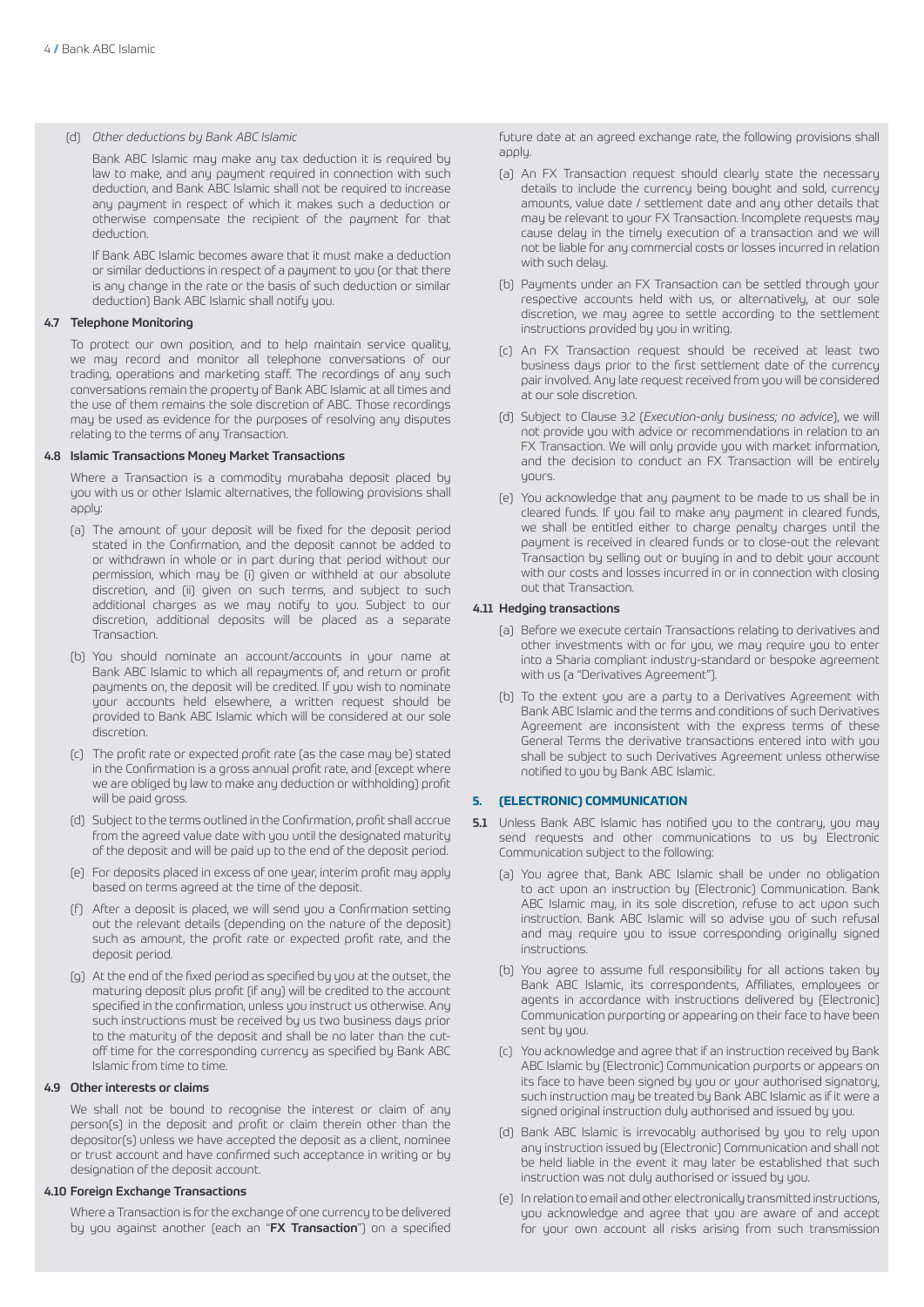(d) *Other deductions by Bank ABC Islamic*

Bank ABC Islamic may make any tax deduction it is required by law to make, and any payment required in connection with such deduction, and Bank ABC Islamic shall not be required to increase any payment in respect of which it makes such a deduction or otherwise compensate the recipient of the payment for that deduction.

If Bank ABC Islamic becomes aware that it must make a deduction or similar deductions in respect of a payment to you (or that there is any change in the rate or the basis of such deduction or similar deduction) Bank ABC Islamic shall notify you.

#### 4.7 Telephone Monitoring

To protect our own position, and to help maintain service quality, we may record and monitor all telephone conversations of our trading, operations and marketing staff. The recordings of any such conversations remain the property of Bank ABC Islamic at all times and the use of them remains the sole discretion of ABC. Those recordings may be used as evidence for the purposes of resolving any disputes relating to the terms of any Transaction.

#### 4.8 Islamic Transactions Money Market Transactions

Where a Transaction is a commodity murabaha deposit placed by you with us or other Islamic alternatives, the following provisions shall apply:

(a) The amount of your deposit will be fixed for the deposit period stated in the Confirmation, and the deposit cannot be added to or withdrawn in whole or in part during that period without our permission, which may be (i) given or withheld at our absolute discretion, and (ii) given on such terms, and subject to such additional charges as we may notify to you. Subject to our discretion, additional deposits will be placed as a separate Transaction.

(b) You should nominate an account/accounts in your name at Bank ABC Islamic to which all repayments of, and return or profit payments on, the deposit will be credited. If you wish to nominate your accounts held elsewhere, a written request should be provided to Bank ABC Islamic which will be considered at our sole discretion.

(c) The profit rate or expected profit rate (as the case may be) stated in the Confirmation is a gross annual profit rate, and (except where we are obliged by law to make any deduction or withholding) profit will be paid gross.

(d) Subject to the terms outlined in the Confirmation, profit shall accrue from the agreed value date with you until the designated maturity of the deposit and will be paid up to the end of the deposit period.

(e) For deposits placed in excess of one year, interim profit may apply based on terms agreed at the time of the deposit.

(f) After a deposit is placed, we will send you a Confirmation setting out the relevant details (depending on the nature of the deposit) such as amount, the profit rate or expected profit rate, and the deposit period.

(g) At the end of the fixed period as specified by you at the outset, the maturing deposit plus profit (if any) will be credited to the account specified in the confirmation, unless you instruct us otherwise. Any such instructions must be received by us two business days prior to the maturity of the deposit and shall be no later than the cut-off time for the corresponding currency as specified by Bank ABC Islamic from time to time.

#### 4.9 Other interests or claims

We shall not be bound to recognise the interest or claim of any person(s) in the deposit and profit or claim therein other than the depositor(s) unless we have accepted the deposit as a client, nominee or trust account and have confirmed such acceptance in writing or by designation of the deposit account.

#### 4.10 Foreign Exchange Transactions

Where a Transaction is for the exchange of one currency to be delivered by you against another (each an "**FX Transaction**") on a specified future date at an agreed exchange rate, the following provisions shall apply.

(a) An FX Transaction request should clearly state the necessary details to include the currency being bought and sold, currency amounts, value date / settlement date and any other details that may be relevant to your FX Transaction. Incomplete requests may cause delay in the timely execution of a transaction and we will not be liable for any commercial costs or losses incurred in relation with such delay.

(b) Payments under an FX Transaction can be settled through your respective accounts held with us, or alternatively, at our sole discretion, we may agree to settle according to the settlement instructions provided by you in writing.

(c) An FX Transaction request should be received at least two business days prior to the first settlement date of the currency pair involved. Any late request received from you will be considered at our sole discretion.

(d) Subject to Clause 3.2 (*Execution-only business; no advice*), we will not provide you with advice or recommendations in relation to an FX Transaction. We will only provide you with market information, and the decision to conduct an FX Transaction will be entirely yours.

(e) You acknowledge that any payment to be made to us shall be in cleared funds. If you fail to make any payment in cleared funds, we shall be entitled either to charge penalty charges until the payment is received in cleared funds or to close-out the relevant Transaction by selling out or buying in and to debit your account with our costs and losses incurred in or in connection with closing out that Transaction.

#### 4.11 Hedging transactions

(a) Before we execute certain Transactions relating to derivatives and other investments with or for you, we may require you to enter into a Sharia compliant industry-standard or bespoke agreement with us (a "Derivatives Agreement").

(b) To the extent you are a party to a Derivatives Agreement with Bank ABC Islamic and the terms and conditions of such Derivatives Agreement are inconsistent with the express terms of these General Terms the derivative transactions entered into with you shall be subject to such Derivatives Agreement unless otherwise notified to you by Bank ABC Islamic.

## 5. (ELECTRONIC) COMMUNICATION

**5.1** Unless Bank ABC Islamic has notified you to the contrary, you may send requests and other communications to us by Electronic Communication subject to the following:

(a) You agree that, Bank ABC Islamic shall be under no obligation to act upon an instruction by (Electronic) Communication. Bank ABC Islamic may, in its sole discretion, refuse to act upon such instruction. Bank ABC Islamic will so advise you of such refusal and may require you to issue corresponding originally signed instructions.

(b) You agree to assume full responsibility for all actions taken by Bank ABC Islamic, its correspondents, Affiliates, employees or agents in accordance with instructions delivered by (Electronic) Communication purporting or appearing on their face to have been sent by you.

(c) You acknowledge and agree that if an instruction received by Bank ABC Islamic by (Electronic) Communication purports or appears on its face to have been signed by you or your authorised signatory, such instruction may be treated by Bank ABC Islamic as if it were a signed original instruction duly authorised and issued by you.

(d) Bank ABC Islamic is irrevocably authorised by you to rely upon any instruction issued by (Electronic) Communication and shall not be held liable in the event it may later be established that such instruction was not duly authorised or issued by you.

(e) In relation to email and other electronically transmitted instructions, you acknowledge and agree that you are aware of and accept for your own account all risks arising from such transmission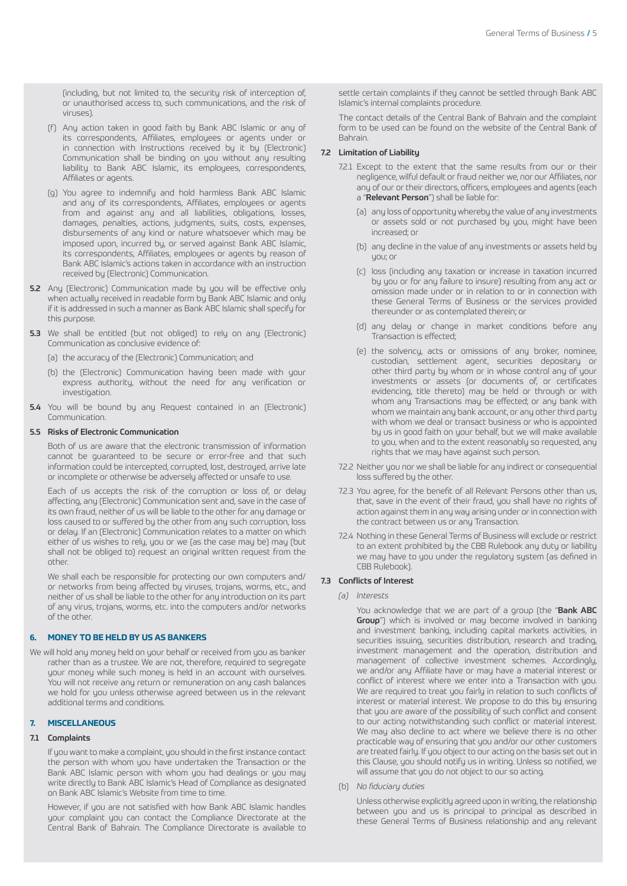(including, but not limited to, the security risk of interception of, or unauthorised access to, such communications, and the risk of viruses).

(f) Any action taken in good faith by Bank ABC Islamic or any of its correspondents, Affiliates, employees or agents under or in connection with Instructions received by it by (Electronic) Communication shall be binding on you without any resulting liability to Bank ABC Islamic, its employees, correspondents, Affiliates or agents.

(g) You agree to indemnify and hold harmless Bank ABC Islamic and any of its correspondents, Affiliates, employees or agents from and against any and all liabilities, obligations, losses, damages, penalties, actions, judgments, suits, costs, expenses, disbursements of any kind or nature whatsoever which may be imposed upon, incurred by, or served against Bank ABC Islamic, its correspondents, Affiliates, employees or agents by reason of Bank ABC Islamic's actions taken in accordance with an instruction received by (Electronic) Communication.

**5.2** Any (Electronic) Communication made by you will be effective only when actually received in readable form by Bank ABC Islamic and only if it is addressed in such a manner as Bank ABC Islamic shall specify for this purpose.

**5.3** We shall be entitled (but not obliged) to rely on any (Electronic) Communication as conclusive evidence of:

(a) the accuracy of the (Electronic) Communication; and

(b) the (Electronic) Communication having been made with your express authority, without the need for any verification or investigation.

**5.4** You will be bound by any Request contained in an (Electronic) Communication.

**5.5 Risks of Electronic Communication**

Both of us are aware that the electronic transmission of information cannot be guaranteed to be secure or error-free and that such information could be intercepted, corrupted, lost, destroyed, arrive late or incomplete or otherwise be adversely affected or unsafe to use.

Each of us accepts the risk of the corruption or loss of, or delay affecting, any (Electronic) Communication sent and, save in the case of its own fraud, neither of us will be liable to the other for any damage or loss caused to or suffered by the other from any such corruption, loss or delay. If an (Electronic) Communication relates to a matter on which either of us wishes to rely, you or we (as the case may be) may (but shall not be obliged to) request an original written request from the other.

We shall each be responsible for protecting our own computers and/or networks from being affected by viruses, trojans, worms, etc., and neither of us shall be liable to the other for any introduction on its part of any virus, trojans, worms, etc. into the computers and/or networks of the other.

## 6. MONEY TO BE HELD BY US AS BANKERS

We will hold any money held on your behalf or received from you as banker rather than as a trustee. We are not, therefore, required to segregate your money while such money is held in an account with ourselves. You will not receive any return or remuneration on any cash balances we hold for you unless otherwise agreed between us in the relevant additional terms and conditions.

## 7. MISCELLANEOUS

### 7.1 Complaints

If you want to make a complaint, you should in the first instance contact the person with whom you have undertaken the Transaction or the Bank ABC Islamic person with whom you had dealings or you may write directly to Bank ABC Islamic's Head of Compliance as designated on Bank ABC Islamic's Website from time to time.

However, if you are not satisfied with how Bank ABC Islamic handles your complaint you can contact the Compliance Directorate at the Central Bank of Bahrain. The Compliance Directorate is available to settle certain complaints if they cannot be settled through Bank ABC Islamic's internal complaints procedure.

The contact details of the Central Bank of Bahrain and the complaint form to be used can be found on the website of the Central Bank of Bahrain.

### 7.2 Limitation of Liability

7.2.1 Except to the extent that the same results from our or their negligence, wilful default or fraud neither we, nor our Affiliates, nor any of our or their directors, officers, employees and agents (each a "**Relevant Person**") shall be liable for:

(a) any loss of opportunity whereby the value of any investments or assets sold or not purchased by you, might have been increased; or

(b) any decline in the value of any investments or assets held by you; or

(c) loss (including any taxation or increase in taxation incurred by you or for any failure to insure) resulting from any act or omission made under or in relation to or in connection with these General Terms of Business or the services provided thereunder or as contemplated therein; or

(d) any delay or change in market conditions before any Transaction is effected;

(e) the solvency, acts or omissions of any broker, nominee, custodian, settlement agent, securities depositary or other third party by whom or in whose control any of your investments or assets (or documents of, or certificates evidencing, title thereto) may be held or through or with whom any Transactions may be effected; or any bank with whom we maintain any bank account, or any other third party with whom we deal or transact business or who is appointed by us in good faith on your behalf, but we will make available to you, when and to the extent reasonably so requested, any rights that we may have against such person.

7.2.2 Neither you nor we shall be liable for any indirect or consequential loss suffered by the other.

7.2.3 You agree, for the benefit of all Relevant Persons other than us, that, save in the event of their fraud, you shall have no rights of action against them in any way arising under or in connection with the contract between us or any Transaction.

7.2.4 Nothing in these General Terms of Business will exclude or restrict to an extent prohibited by the CBB Rulebook any duty or liability we may have to you under the regulatory system (as defined in CBB Rulebook).

### 7.3 Conflicts of Interest

(a) *Interests*

You acknowledge that we are part of a group (the "**Bank ABC Group**") which is involved or may become involved in banking and investment banking, including capital markets activities, in securities issuing, securities distribution, research and trading, investment management and the operation, distribution and management of collective investment schemes. Accordingly, we and/or any Affiliate have or may have a material interest or conflict of interest where we enter into a Transaction with you. We are required to treat you fairly in relation to such conflicts of interest or material interest. We propose to do this by ensuring that you are aware of the possibility of such conflict and consent to our acting notwithstanding such conflict or material interest. We may also decline to act where we believe there is no other practicable way of ensuring that you and/or our other customers are treated fairly. If you object to our acting on the basis set out in this Clause, you should notify us in writing. Unless so notified, we will assume that you do not object to our so acting.

(b) *No fiduciary duties*

Unless otherwise explicitly agreed upon in writing, the relationship between you and us is principal to principal as described in these General Terms of Business relationship and any relevant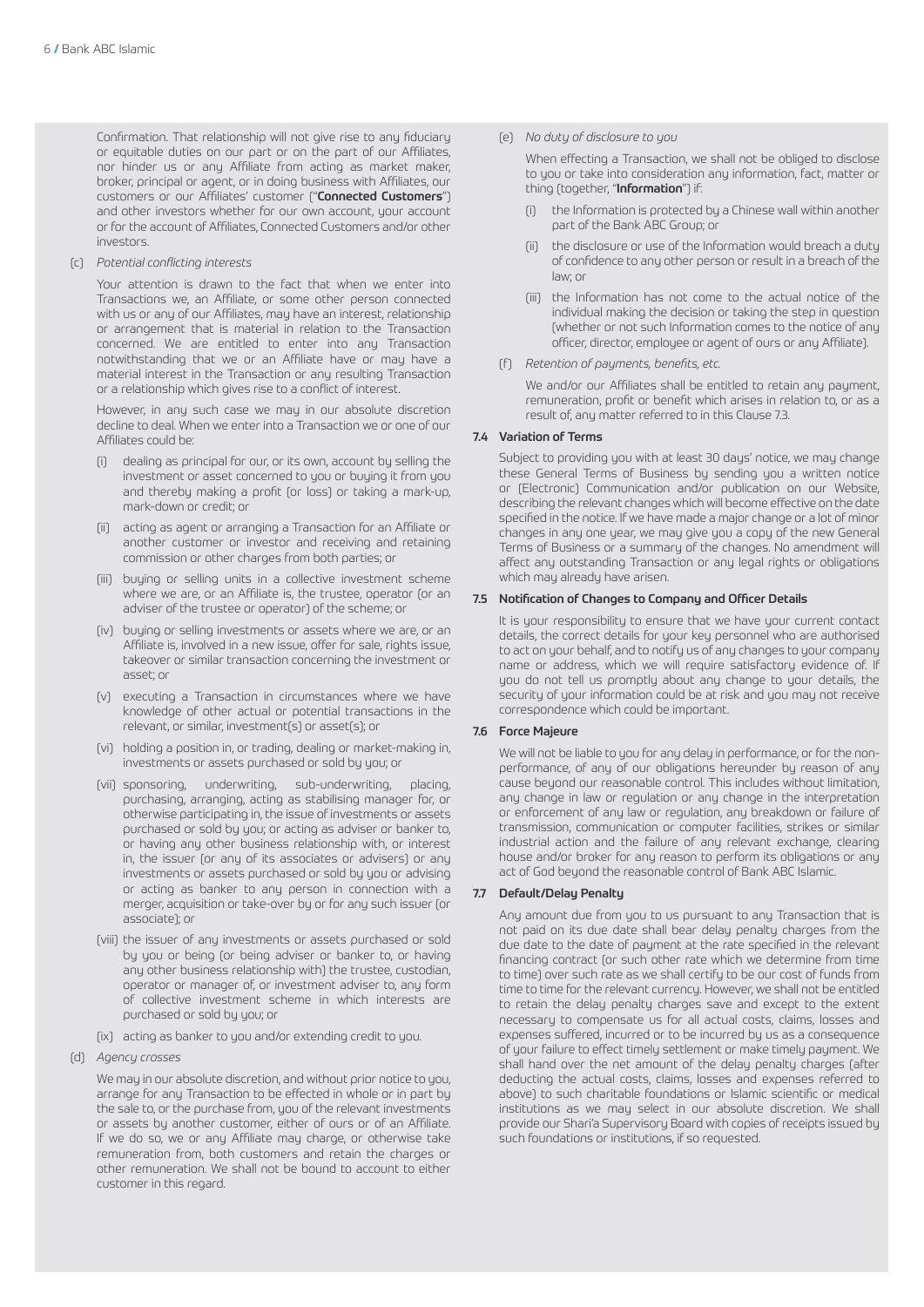Confirmation. That relationship will not give rise to any fiduciary or equitable duties on our part or on the part of our Affiliates, nor hinder us or any Affiliate from acting as market maker, broker, principal or agent, or in doing business with Affiliates, our customers or our Affiliates' customer ("**Connected Customers**") and other investors whether for our own account, your account or for the account of Affiliates, Connected Customers and/or other investors.

(c) *Potential conflicting interests*

Your attention is drawn to the fact that when we enter into Transactions we, an Affiliate, or some other person connected with us or any of our Affiliates, may have an interest, relationship or arrangement that is material in relation to the Transaction concerned. We are entitled to enter into any Transaction notwithstanding that we or an Affiliate have or may have a material interest in the Transaction or any resulting Transaction or a relationship which gives rise to a conflict of interest.

However, in any such case we may in our absolute discretion decline to deal. When we enter into a Transaction we or one of our Affiliates could be:

(i) dealing as principal for our, or its own, account by selling the investment or asset concerned to you or buying it from you and thereby making a profit (or loss) or taking a mark-up, mark-down or credit; or

(ii) acting as agent or arranging a Transaction for an Affiliate or another customer or investor and receiving and retaining commission or other charges from both parties; or

(iii) buying or selling units in a collective investment scheme where we are, or an Affiliate is, the trustee, operator (or an adviser of the trustee or operator) of the scheme; or

(iv) buying or selling investments or assets where we are, or an Affiliate is, involved in a new issue, offer for sale, rights issue, takeover or similar transaction concerning the investment or asset; or

(v) executing a Transaction in circumstances where we have knowledge of other actual or potential transactions in the relevant, or similar, investment(s) or asset(s); or

(vi) holding a position in, or trading, dealing or market-making in, investments or assets purchased or sold by you; or

(vii) sponsoring, underwriting, sub-underwriting, placing, purchasing, arranging, acting as stabilising manager for, or otherwise participating in, the issue of investments or assets purchased or sold by you; or acting as adviser or banker to, or having any other business relationship with, or interest in, the issuer (or any of its associates or advisers) or any investments or assets purchased or sold by you or advising or acting as banker to any person in connection with a merger, acquisition or take-over by or for any such issuer (or associate); or

(viii) the issuer of any investments or assets purchased or sold by you or being (or being adviser or banker to, or having any other business relationship with) the trustee, custodian, operator or manager of, or investment adviser to, any form of collective investment scheme in which interests are purchased or sold by you; or

(ix) acting as banker to you and/or extending credit to you.

(d) *Agency crosses*

We may in our absolute discretion, and without prior notice to you, arrange for any Transaction to be effected in whole or in part by the sale to, or the purchase from, you of the relevant investments or assets by another customer, either of ours or of an Affiliate. If we do so, we or any Affiliate may charge, or otherwise take remuneration from, both customers and retain the charges or other remuneration. We shall not be bound to account to either customer in this regard.

(e) *No duty of disclosure to you*

When effecting a Transaction, we shall not be obliged to disclose to you or take into consideration any information, fact, matter or thing (together, "**Information**") if:

(i) the Information is protected by a Chinese wall within another part of the Bank ABC Group; or

(ii) the disclosure or use of the Information would breach a duty of confidence to any other person or result in a breach of the law; or

(iii) the Information has not come to the actual notice of the individual making the decision or taking the step in question (whether or not such Information comes to the notice of any officer, director, employee or agent of ours or any Affiliate).

(f) *Retention of payments, benefits, etc.*

We and/or our Affiliates shall be entitled to retain any payment, remuneration, profit or benefit which arises in relation to, or as a result of, any matter referred to in this Clause 7.3.

### 7.4 Variation of Terms

Subject to providing you with at least 30 days' notice, we may change these General Terms of Business by sending you a written notice or (Electronic) Communication and/or publication on our Website, describing the relevant changes which will become effective on the date specified in the notice. If we have made a major change or a lot of minor changes in any one year, we may give you a copy of the new General Terms of Business or a summary of the changes. No amendment will affect any outstanding Transaction or any legal rights or obligations which may already have arisen.

### 7.5 Notification of Changes to Company and Officer Details

It is your responsibility to ensure that we have your current contact details, the correct details for your key personnel who are authorised to act on your behalf, and to notify us of any changes to your company name or address, which we will require satisfactory evidence of. If you do not tell us promptly about any change to your details, the security of your information could be at risk and you may not receive correspondence which could be important.

### 7.6 Force Majeure

We will not be liable to you for any delay in performance, or for the non-performance, of any of our obligations hereunder by reason of any cause beyond our reasonable control. This includes without limitation, any change in law or regulation or any change in the interpretation or enforcement of any law or regulation, any breakdown or failure of transmission, communication or computer facilities, strikes or similar industrial action and the failure of any relevant exchange, clearing house and/or broker for any reason to perform its obligations or any act of God beyond the reasonable control of Bank ABC Islamic.

### 7.7 Default/Delay Penalty

Any amount due from you to us pursuant to any Transaction that is not paid on its due date shall bear delay penalty charges from the due date to the date of payment at the rate specified in the relevant financing contract (or such other rate which we determine from time to time) over such rate as we shall certify to be our cost of funds from time to time for the relevant currency. However, we shall not be entitled to retain the delay penalty charges save and except to the extent necessary to compensate us for all actual costs, claims, losses and expenses suffered, incurred or to be incurred by us as a consequence of your failure to effect timely settlement or make timely payment. We shall hand over the net amount of the delay penalty charges (after deducting the actual costs, claims, losses and expenses referred to above) to such charitable foundations or Islamic scientific or medical institutions as we may select in our absolute discretion. We shall provide our Shari'a Supervisory Board with copies of receipts issued by such foundations or institutions, if so requested.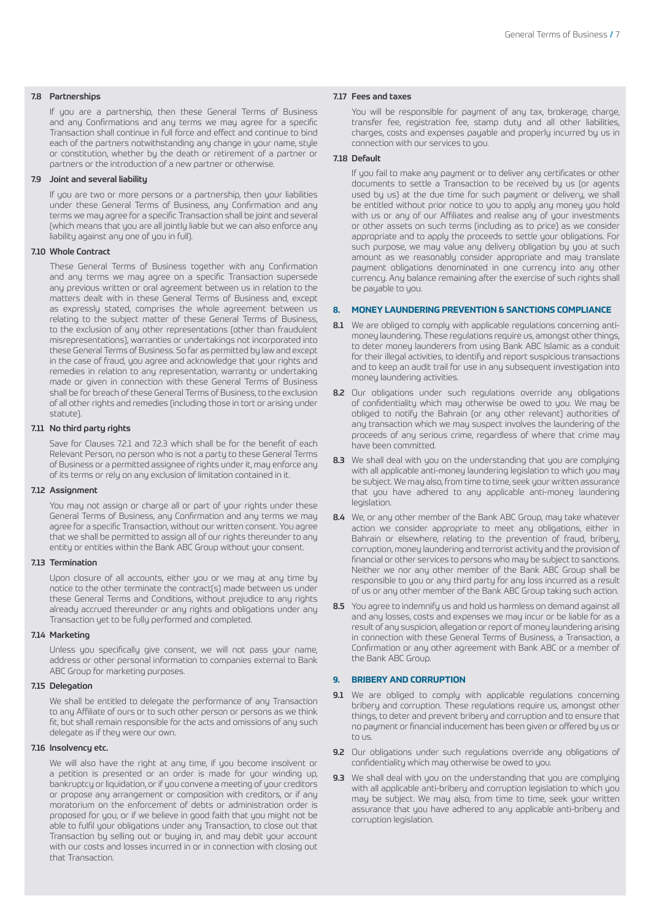#### 7.8 Partnerships

If you are a partnership, then these General Terms of Business and any Confirmations and any terms we may agree for a specific Transaction shall continue in full force and effect and continue to bind each of the partners notwithstanding any change in your name, style or constitution, whether by the death or retirement of a partner or partners or the introduction of a new partner or otherwise.

#### 7.9 Joint and several liability

If you are two or more persons or a partnership, then your liabilities under these General Terms of Business, any Confirmation and any terms we may agree for a specific Transaction shall be joint and several (which means that you are all jointly liable but we can also enforce any liability against any one of you in full).

#### 7.10 Whole Contract

These General Terms of Business together with any Confirmation and any terms we may agree on a specific Transaction supersede any previous written or oral agreement between us in relation to the matters dealt with in these General Terms of Business and, except as expressly stated, comprises the whole agreement between us relating to the subject matter of these General Terms of Business, to the exclusion of any other representations (other than fraudulent misrepresentations), warranties or undertakings not incorporated into these General Terms of Business. So far as permitted by law and except in the case of fraud, you agree and acknowledge that your rights and remedies in relation to any representation, warranty or undertaking made or given in connection with these General Terms of Business shall be for breach of these General Terms of Business, to the exclusion of all other rights and remedies (including those in tort or arising under statute).

#### 7.11 No third party rights

Save for Clauses 7.2.1 and 7.2.3 which shall be for the benefit of each Relevant Person, no person who is not a party to these General Terms of Business or a permitted assignee of rights under it, may enforce any of its terms or rely on any exclusion of limitation contained in it.

#### 7.12 Assignment

You may not assign or charge all or part of your rights under these General Terms of Business, any Confirmation and any terms we may agree for a specific Transaction, without our written consent. You agree that we shall be permitted to assign all of our rights thereunder to any entity or entities within the Bank ABC Group without your consent.

#### 7.13 Termination

Upon closure of all accounts, either you or we may at any time by notice to the other terminate the contract(s) made between us under these General Terms and Conditions, without prejudice to any rights already accrued thereunder or any rights and obligations under any Transaction yet to be fully performed and completed.

#### 7.14 Marketing

Unless you specifically give consent, we will not pass your name, address or other personal information to companies external to Bank ABC Group for marketing purposes.

#### 7.15 Delegation

We shall be entitled to delegate the performance of any Transaction to any Affiliate of ours or to such other person or persons as we think fit, but shall remain responsible for the acts and omissions of any such delegate as if they were our own.

#### 7.16 Insolvency etc.

We will also have the right at any time, if you become insolvent or a petition is presented or an order is made for your winding up, bankruptcy or liquidation, or if you convene a meeting of your creditors or propose any arrangement or composition with creditors, or if any moratorium on the enforcement of debts or administration order is proposed for you, or if we believe in good faith that you might not be able to fulfil your obligations under any Transaction, to close out that Transaction by selling out or buying in, and may debit your account with our costs and losses incurred in or in connection with closing out that Transaction.

#### 7.17 Fees and taxes

You will be responsible for payment of any tax, brokerage, charge, transfer fee, registration fee, stamp duty and all other liabilities, charges, costs and expenses payable and properly incurred by us in connection with our services to you.

#### 7.18 Default

If you fail to make any payment or to deliver any certificates or other documents to settle a Transaction to be received by us (or agents used by us) at the due time for such payment or delivery, we shall be entitled without prior notice to you to apply any money you hold with us or any of our Affiliates and realise any of your investments or other assets on such terms (including as to price) as we consider appropriate and to apply the proceeds to settle your obligations. For such purpose, we may value any delivery obligation by you at such amount as we reasonably consider appropriate and may translate payment obligations denominated in one currency into any other currency. Any balance remaining after the exercise of such rights shall be payable to you.

## 8. MONEY LAUNDERING PREVENTION & SANCTIONS COMPLIANCE

**8.1** We are obliged to comply with applicable regulations concerning anti-money laundering. These regulations require us, amongst other things, to deter money launderers from using Bank ABC Islamic as a conduit for their illegal activities, to identify and report suspicious transactions and to keep an audit trail for use in any subsequent investigation into money laundering activities.

**8.2** Our obligations under such regulations override any obligations of confidentiality which may otherwise be owed to you. We may be obliged to notify the Bahrain (or any other relevant) authorities of any transaction which we may suspect involves the laundering of the proceeds of any serious crime, regardless of where that crime may have been committed.

**8.3** We shall deal with you on the understanding that you are complying with all applicable anti-money laundering legislation to which you may be subject. We may also, from time to time, seek your written assurance that you have adhered to any applicable anti-money laundering legislation.

**8.4** We, or any other member of the Bank ABC Group, may take whatever action we consider appropriate to meet any obligations, either in Bahrain or elsewhere, relating to the prevention of fraud, bribery, corruption, money laundering and terrorist activity and the provision of financial or other services to persons who may be subject to sanctions. Neither we nor any other member of the Bank ABC Group shall be responsible to you or any third party for any loss incurred as a result of us or any other member of the Bank ABC Group taking such action.

**8.5** You agree to indemnify us and hold us harmless on demand against all and any losses, costs and expenses we may incur or be liable for as a result of any suspicion, allegation or report of money laundering arising in connection with these General Terms of Business, a Transaction, a Confirmation or any other agreement with Bank ABC or a member of the Bank ABC Group.

## 9. BRIBERY AND CORRUPTION

**9.1** We are obliged to comply with applicable regulations concerning bribery and corruption. These regulations require us, amongst other things, to deter and prevent bribery and corruption and to ensure that no payment or financial inducement has been given or offered by us or to us.

**9.2** Our obligations under such regulations override any obligations of confidentiality which may otherwise be owed to you.

**9.3** We shall deal with you on the understanding that you are complying with all applicable anti-bribery and corruption legislation to which you may be subject. We may also, from time to time, seek your written assurance that you have adhered to any applicable anti-bribery and corruption legislation.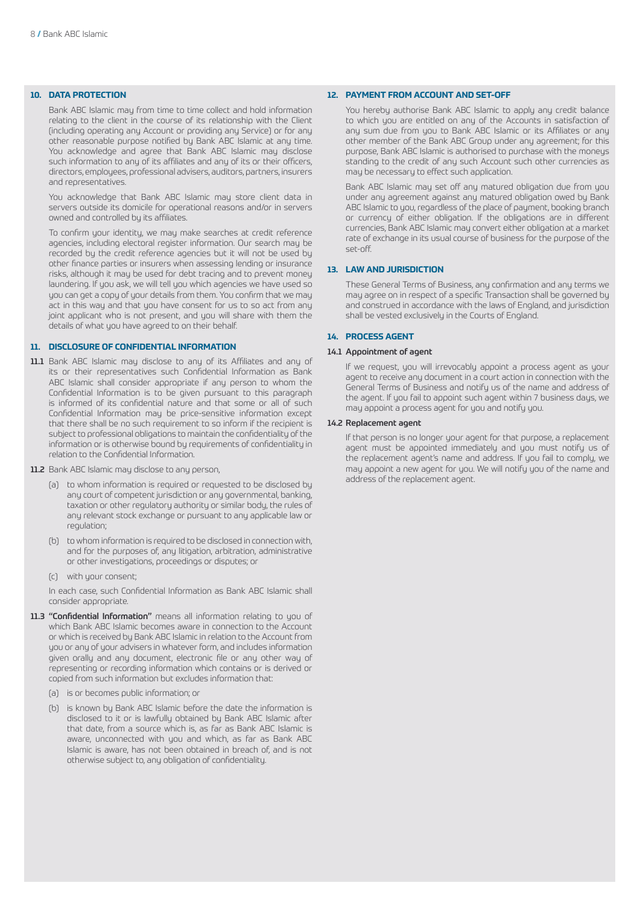## 10. DATA PROTECTION

Bank ABC Islamic may from time to time collect and hold information relating to the client in the course of its relationship with the Client (including operating any Account or providing any Service) or for any other reasonable purpose notified by Bank ABC Islamic at any time. You acknowledge and agree that Bank ABC Islamic may disclose such information to any of its affiliates and any of its or their officers, directors, employees, professional advisers, auditors, partners, insurers and representatives.

You acknowledge that Bank ABC Islamic may store client data in servers outside its domicile for operational reasons and/or in servers owned and controlled by its affiliates.

To confirm your identity, we may make searches at credit reference agencies, including electoral register information. Our search may be recorded by the credit reference agencies but it will not be used by other finance parties or insurers when assessing lending or insurance risks, although it may be used for debt tracing and to prevent money laundering. If you ask, we will tell you which agencies we have used so you can get a copy of your details from them. You confirm that we may act in this way and that you have consent for us to so act from any joint applicant who is not present, and you will share with them the details of what you have agreed to on their behalf.

## 11. DISCLOSURE OF CONFIDENTIAL INFORMATION

**11.1** Bank ABC Islamic may disclose to any of its Affiliates and any of its or their representatives such Confidential Information as Bank ABC Islamic shall consider appropriate if any person to whom the Confidential Information is to be given pursuant to this paragraph is informed of its confidential nature and that some or all of such Confidential Information may be price-sensitive information except that there shall be no such requirement to so inform if the recipient is subject to professional obligations to maintain the confidentiality of the information or is otherwise bound by requirements of confidentiality in relation to the Confidential Information.

**11.2** Bank ABC Islamic may disclose to any person,

(a) to whom information is required or requested to be disclosed by any court of competent jurisdiction or any governmental, banking, taxation or other regulatory authority or similar body, the rules of any relevant stock exchange or pursuant to any applicable law or regulation;

(b) to whom information is required to be disclosed in connection with, and for the purposes of, any litigation, arbitration, administrative or other investigations, proceedings or disputes; or

(c) with your consent;

In each case, such Confidential Information as Bank ABC Islamic shall consider appropriate.

**11.3** **"Confidential Information"** means all information relating to you of which Bank ABC Islamic becomes aware in connection to the Account or which is received by Bank ABC Islamic in relation to the Account from you or any of your advisers in whatever form, and includes information given orally and any document, electronic file or any other way of representing or recording information which contains or is derived or copied from such information but excludes information that:

(a) is or becomes public information; or

(b) is known by Bank ABC Islamic before the date the information is disclosed to it or is lawfully obtained by Bank ABC Islamic after that date, from a source which is, as far as Bank ABC Islamic is aware, unconnected with you and which, as far as Bank ABC Islamic is aware, has not been obtained in breach of, and is not otherwise subject to, any obligation of confidentiality.

## 12. PAYMENT FROM ACCOUNT AND SET-OFF

You hereby authorise Bank ABC Islamic to apply any credit balance to which you are entitled on any of the Accounts in satisfaction of any sum due from you to Bank ABC Islamic or its Affiliates or any other member of the Bank ABC Group under any agreement; for this purpose, Bank ABC Islamic is authorised to purchase with the moneys standing to the credit of any such Account such other currencies as may be necessary to effect such application.

Bank ABC Islamic may set off any matured obligation due from you under any agreement against any matured obligation owed by Bank ABC Islamic to you, regardless of the place of payment, booking branch or currency of either obligation. If the obligations are in different currencies, Bank ABC Islamic may convert either obligation at a market rate of exchange in its usual course of business for the purpose of the set-off.

## 13. LAW AND JURISDICTION

These General Terms of Business, any confirmation and any terms we may agree on in respect of a specific Transaction shall be governed by and construed in accordance with the laws of England, and jurisdiction shall be vested exclusively in the Courts of England.

## 14. PROCESS AGENT

### 14.1 Appointment of agent

If we request, you will irrevocably appoint a process agent as your agent to receive any document in a court action in connection with the General Terms of Business and notify us of the name and address of the agent. If you fail to appoint such agent within 7 business days, we may appoint a process agent for you and notify you.

### 14.2 Replacement agent

If that person is no longer your agent for that purpose, a replacement agent must be appointed immediately and you must notify us of the replacement agent's name and address. If you fail to comply, we may appoint a new agent for you. We will notify you of the name and address of the replacement agent.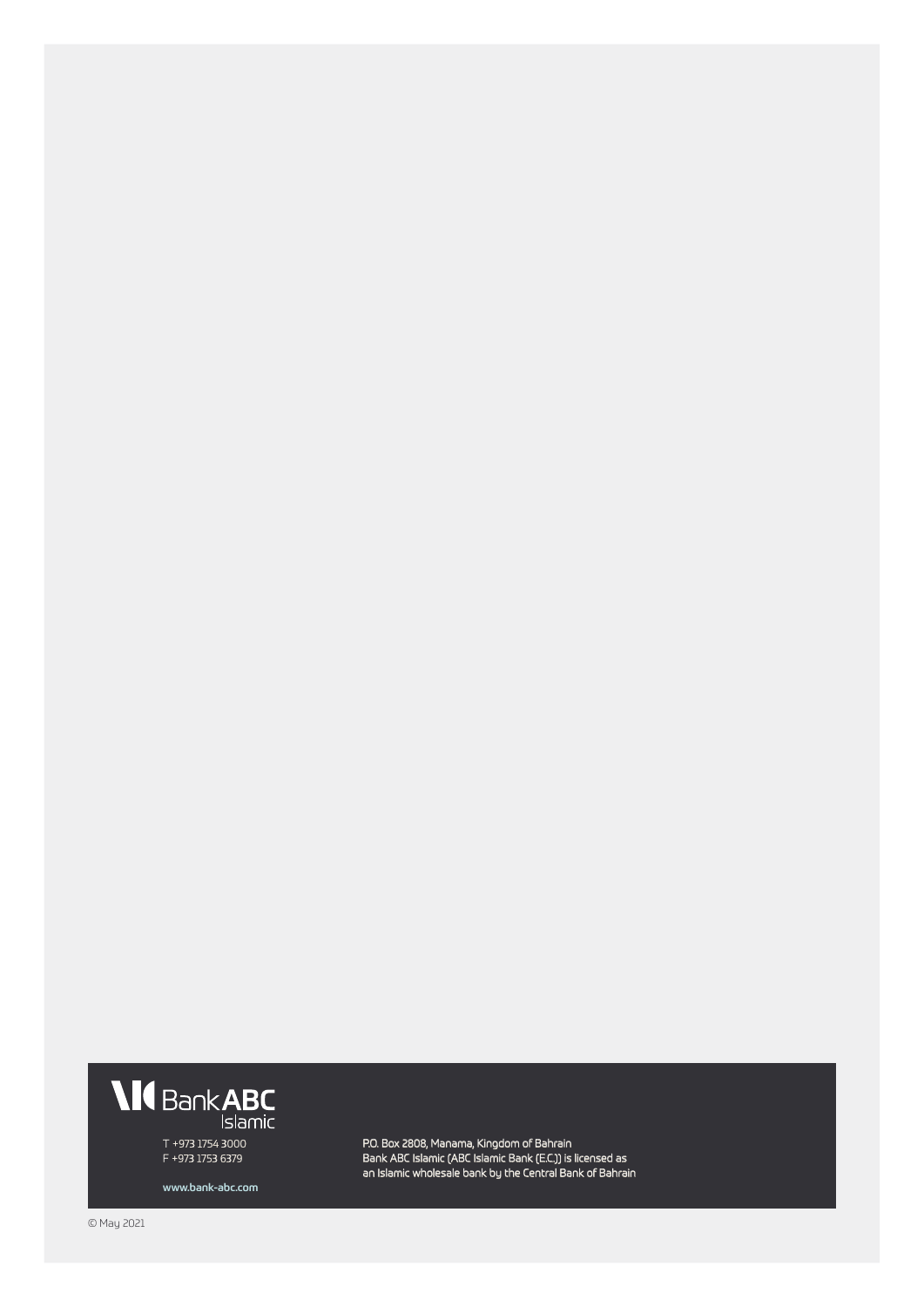Bank ABC Islamic

T +973 1754 3000
F +973 1753 6379

www.bank-abc.com

P.O. Box 2808, Manama, Kingdom of Bahrain
Bank ABC Islamic (ABC Islamic Bank (E.C.)) is licensed as an Islamic wholesale bank by the Central Bank of Bahrain

© May 2021